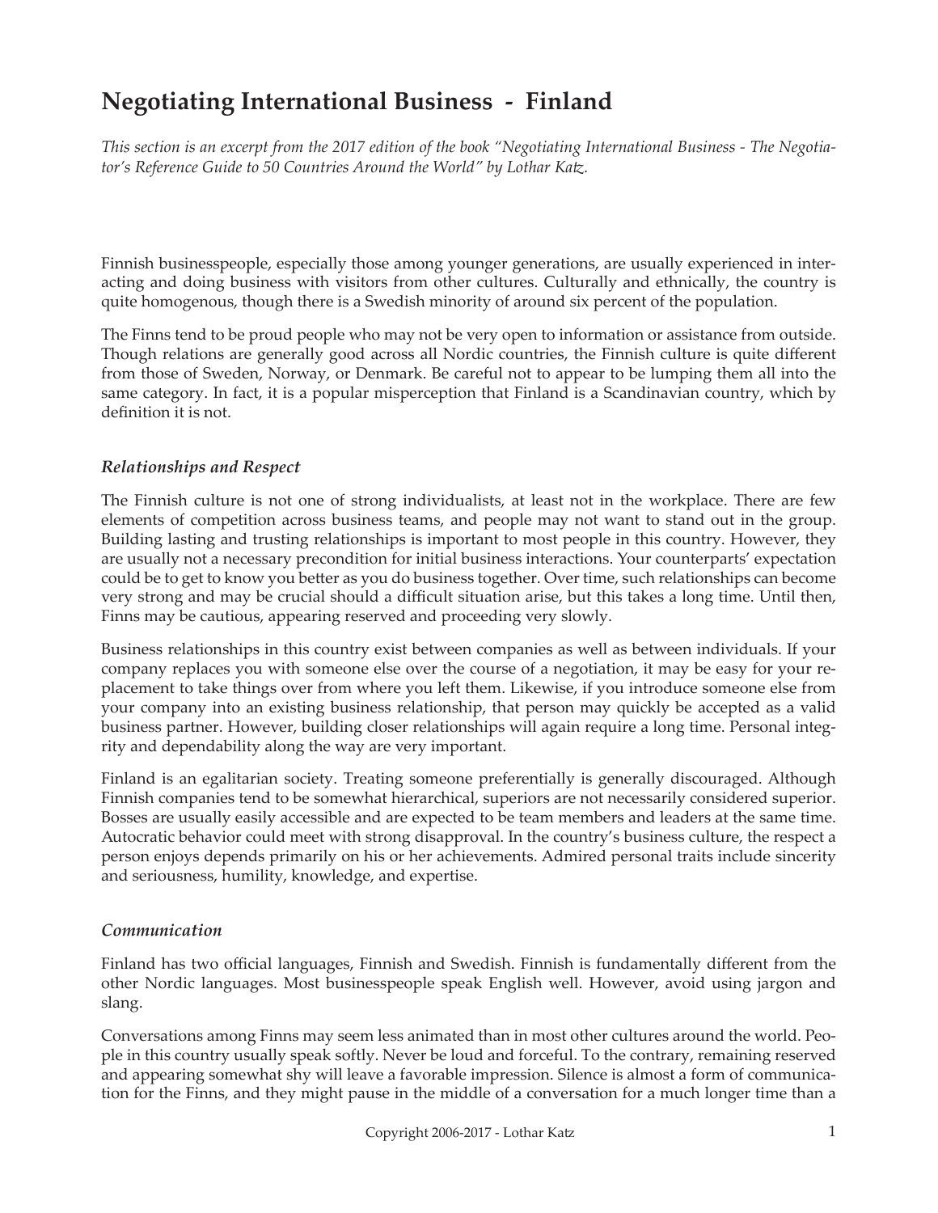# Negotiating International Business - Finland

*This section is an excerpt from the 2017 edition of the book "Negotiating International Business - The Negotiator's Reference Guide to 50 Countries Around the World" by Lothar Katz.*

Finnish businesspeople, especially those among younger generations, are usually experienced in interacting and doing business with visitors from other cultures. Culturally and ethnically, the country is quite homogenous, though there is a Swedish minority of around six percent of the population.

The Finns tend to be proud people who may not be very open to information or assistance from outside. Though relations are generally good across all Nordic countries, the Finnish culture is quite different from those of Sweden, Norway, or Denmark. Be careful not to appear to be lumping them all into the same category. In fact, it is a popular misperception that Finland is a Scandinavian country, which by definition it is not.

### *Relationships and Respect*

The Finnish culture is not one of strong individualists, at least not in the workplace. There are few elements of competition across business teams, and people may not want to stand out in the group. Building lasting and trusting relationships is important to most people in this country. However, they are usually not a necessary precondition for initial business interactions. Your counterparts' expectation could be to get to know you better as you do business together. Over time, such relationships can become very strong and may be crucial should a difficult situation arise, but this takes a long time. Until then, Finns may be cautious, appearing reserved and proceeding very slowly.

Business relationships in this country exist between companies as well as between individuals. If your company replaces you with someone else over the course of a negotiation, it may be easy for your replacement to take things over from where you left them. Likewise, if you introduce someone else from your company into an existing business relationship, that person may quickly be accepted as a valid business partner. However, building closer relationships will again require a long time. Personal integrity and dependability along the way are very important.

Finland is an egalitarian society. Treating someone preferentially is generally discouraged. Although Finnish companies tend to be somewhat hierarchical, superiors are not necessarily considered superior. Bosses are usually easily accessible and are expected to be team members and leaders at the same time. Autocratic behavior could meet with strong disapproval. In the country's business culture, the respect a person enjoys depends primarily on his or her achievements. Admired personal traits include sincerity and seriousness, humility, knowledge, and expertise.

### *Communication*

Finland has two official languages, Finnish and Swedish. Finnish is fundamentally different from the other Nordic languages. Most businesspeople speak English well. However, avoid using jargon and slang.

Conversations among Finns may seem less animated than in most other cultures around the world. People in this country usually speak softly. Never be loud and forceful. To the contrary, remaining reserved and appearing somewhat shy will leave a favorable impression. Silence is almost a form of communication for the Finns, and they might pause in the middle of a conversation for a much longer time than a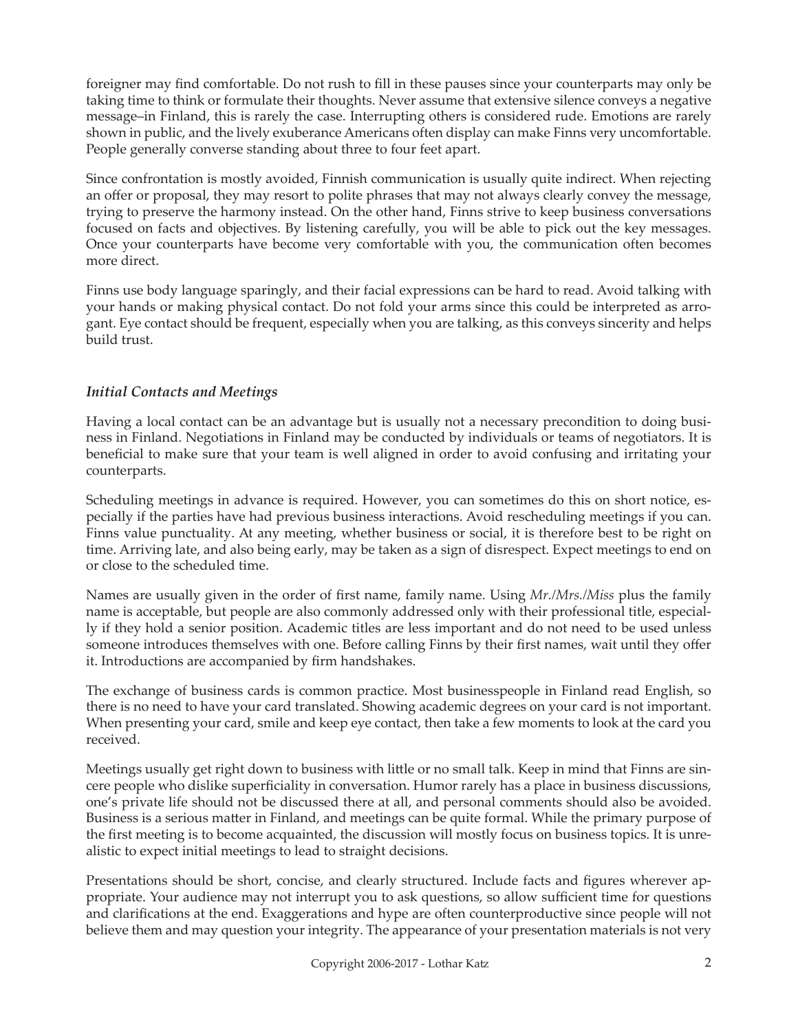foreigner may find comfortable. Do not rush to fill in these pauses since your counterparts may only be taking time to think or formulate their thoughts. Never assume that extensive silence conveys a negative message–in Finland, this is rarely the case. Interrupting others is considered rude. Emotions are rarely shown in public, and the lively exuberance Americans often display can make Finns very uncomfortable. People generally converse standing about three to four feet apart.

Since confrontation is mostly avoided, Finnish communication is usually quite indirect. When rejecting an offer or proposal, they may resort to polite phrases that may not always clearly convey the message, trying to preserve the harmony instead. On the other hand, Finns strive to keep business conversations focused on facts and objectives. By listening carefully, you will be able to pick out the key messages. Once your counterparts have become very comfortable with you, the communication often becomes more direct.

Finns use body language sparingly, and their facial expressions can be hard to read. Avoid talking with your hands or making physical contact. Do not fold your arms since this could be interpreted as arrogant. Eye contact should be frequent, especially when you are talking, as this conveys sincerity and helps build trust.

### *Initial Contacts and Meetings*

Having a local contact can be an advantage but is usually not a necessary precondition to doing business in Finland. Negotiations in Finland may be conducted by individuals or teams of negotiators. It is beneficial to make sure that your team is well aligned in order to avoid confusing and irritating your counterparts.

Scheduling meetings in advance is required. However, you can sometimes do this on short notice, especially if the parties have had previous business interactions. Avoid rescheduling meetings if you can. Finns value punctuality. At any meeting, whether business or social, it is therefore best to be right on time. Arriving late, and also being early, may be taken as a sign of disrespect. Expect meetings to end on or close to the scheduled time.

Names are usually given in the order of first name, family name. Using *Mr./Mrs./Miss* plus the family name is acceptable, but people are also commonly addressed only with their professional title, especially if they hold a senior position. Academic titles are less important and do not need to be used unless someone introduces themselves with one. Before calling Finns by their first names, wait until they offer it. Introductions are accompanied by firm handshakes.

The exchange of business cards is common practice. Most businesspeople in Finland read English, so there is no need to have your card translated. Showing academic degrees on your card is not important. When presenting your card, smile and keep eye contact, then take a few moments to look at the card you received.

Meetings usually get right down to business with little or no small talk. Keep in mind that Finns are sincere people who dislike superficiality in conversation. Humor rarely has a place in business discussions, one's private life should not be discussed there at all, and personal comments should also be avoided. Business is a serious matter in Finland, and meetings can be quite formal. While the primary purpose of the first meeting is to become acquainted, the discussion will mostly focus on business topics. It is unrealistic to expect initial meetings to lead to straight decisions.

Presentations should be short, concise, and clearly structured. Include facts and figures wherever appropriate. Your audience may not interrupt you to ask questions, so allow sufficient time for questions and clarifications at the end. Exaggerations and hype are often counterproductive since people will not believe them and may question your integrity. The appearance of your presentation materials is not very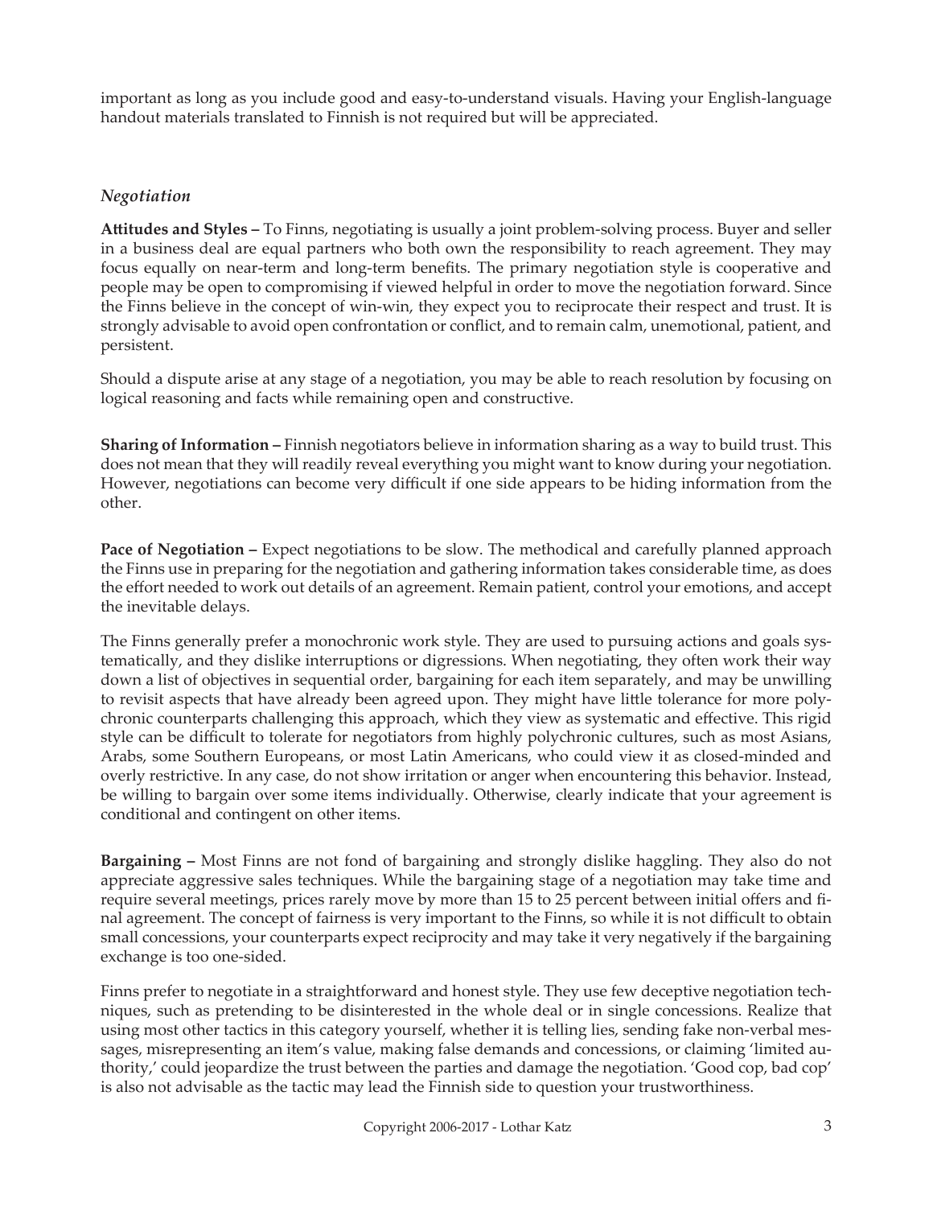important as long as you include good and easy-to-understand visuals. Having your English-language handout materials translated to Finnish is not required but will be appreciated.

### *Negotiation*

**Attitudes and Styles –** To Finns, negotiating is usually a joint problem-solving process. Buyer and seller in a business deal are equal partners who both own the responsibility to reach agreement. They may focus equally on near-term and long-term benefits. The primary negotiation style is cooperative and people may be open to compromising if viewed helpful in order to move the negotiation forward. Since the Finns believe in the concept of win-win, they expect you to reciprocate their respect and trust. It is strongly advisable to avoid open confrontation or conflict, and to remain calm, unemotional, patient, and persistent.

Should a dispute arise at any stage of a negotiation, you may be able to reach resolution by focusing on logical reasoning and facts while remaining open and constructive.

**Sharing of Information –** Finnish negotiators believe in information sharing as a way to build trust. This does not mean that they will readily reveal everything you might want to know during your negotiation. However, negotiations can become very difficult if one side appears to be hiding information from the other.

**Pace of Negotiation –** Expect negotiations to be slow. The methodical and carefully planned approach the Finns use in preparing for the negotiation and gathering information takes considerable time, as does the effort needed to work out details of an agreement. Remain patient, control your emotions, and accept the inevitable delays.

The Finns generally prefer a monochronic work style. They are used to pursuing actions and goals systematically, and they dislike interruptions or digressions. When negotiating, they often work their way down a list of objectives in sequential order, bargaining for each item separately, and may be unwilling to revisit aspects that have already been agreed upon. They might have little tolerance for more polychronic counterparts challenging this approach, which they view as systematic and effective. This rigid style can be difficult to tolerate for negotiators from highly polychronic cultures, such as most Asians, Arabs, some Southern Europeans, or most Latin Americans, who could view it as closed-minded and overly restrictive. In any case, do not show irritation or anger when encountering this behavior. Instead, be willing to bargain over some items individually. Otherwise, clearly indicate that your agreement is conditional and contingent on other items.

**Bargaining –** Most Finns are not fond of bargaining and strongly dislike haggling. They also do not appreciate aggressive sales techniques. While the bargaining stage of a negotiation may take time and require several meetings, prices rarely move by more than 15 to 25 percent between initial offers and final agreement. The concept of fairness is very important to the Finns, so while it is not difficult to obtain small concessions, your counterparts expect reciprocity and may take it very negatively if the bargaining exchange is too one-sided.

Finns prefer to negotiate in a straightforward and honest style. They use few deceptive negotiation techniques, such as pretending to be disinterested in the whole deal or in single concessions. Realize that using most other tactics in this category yourself, whether it is telling lies, sending fake non-verbal messages, misrepresenting an item's value, making false demands and concessions, or claiming 'limited authority,' could jeopardize the trust between the parties and damage the negotiation. 'Good cop, bad cop' is also not advisable as the tactic may lead the Finnish side to question your trustworthiness.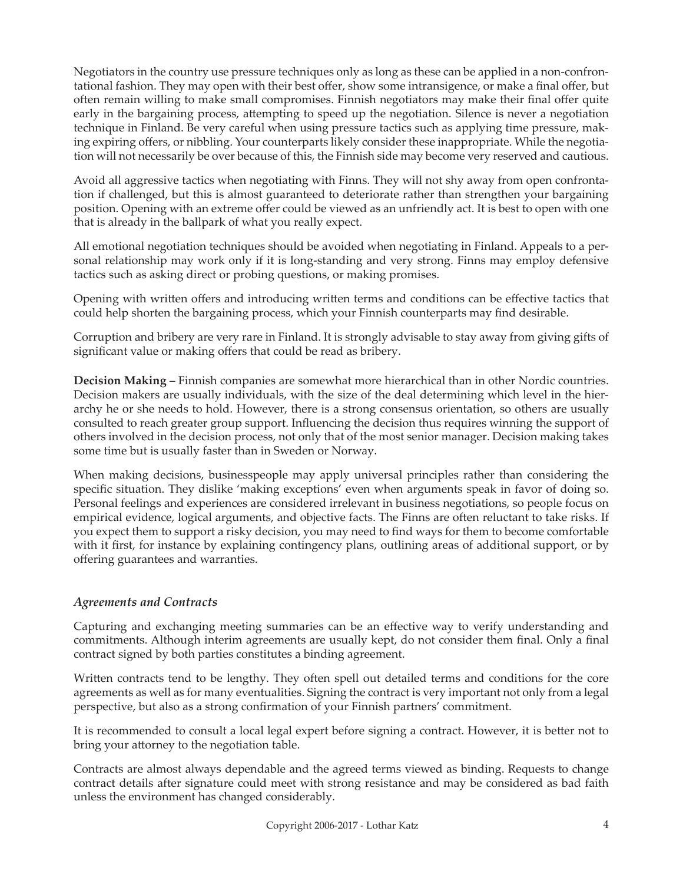Negotiators in the country use pressure techniques only as long as these can be applied in a non-confrontational fashion. They may open with their best offer, show some intransigence, or make a final offer, but often remain willing to make small compromises. Finnish negotiators may make their final offer quite early in the bargaining process, attempting to speed up the negotiation. Silence is never a negotiation technique in Finland. Be very careful when using pressure tactics such as applying time pressure, making expiring offers, or nibbling. Your counterparts likely consider these inappropriate. While the negotiation will not necessarily be over because of this, the Finnish side may become very reserved and cautious.

Avoid all aggressive tactics when negotiating with Finns. They will not shy away from open confrontation if challenged, but this is almost guaranteed to deteriorate rather than strengthen your bargaining position. Opening with an extreme offer could be viewed as an unfriendly act. It is best to open with one that is already in the ballpark of what you really expect.

All emotional negotiation techniques should be avoided when negotiating in Finland. Appeals to a personal relationship may work only if it is long-standing and very strong. Finns may employ defensive tactics such as asking direct or probing questions, or making promises.

Opening with written offers and introducing written terms and conditions can be effective tactics that could help shorten the bargaining process, which your Finnish counterparts may find desirable.

Corruption and bribery are very rare in Finland. It is strongly advisable to stay away from giving gifts of significant value or making offers that could be read as bribery.

**Decision Making –** Finnish companies are somewhat more hierarchical than in other Nordic countries. Decision makers are usually individuals, with the size of the deal determining which level in the hierarchy he or she needs to hold. However, there is a strong consensus orientation, so others are usually consulted to reach greater group support. Influencing the decision thus requires winning the support of others involved in the decision process, not only that of the most senior manager. Decision making takes some time but is usually faster than in Sweden or Norway.

When making decisions, businesspeople may apply universal principles rather than considering the specific situation. They dislike 'making exceptions' even when arguments speak in favor of doing so. Personal feelings and experiences are considered irrelevant in business negotiations, so people focus on empirical evidence, logical arguments, and objective facts. The Finns are often reluctant to take risks. If you expect them to support a risky decision, you may need to find ways for them to become comfortable with it first, for instance by explaining contingency plans, outlining areas of additional support, or by offering guarantees and warranties.

### *Agreements and Contracts*

Capturing and exchanging meeting summaries can be an effective way to verify understanding and commitments. Although interim agreements are usually kept, do not consider them final. Only a final contract signed by both parties constitutes a binding agreement.

Written contracts tend to be lengthy. They often spell out detailed terms and conditions for the core agreements as well as for many eventualities. Signing the contract is very important not only from a legal perspective, but also as a strong confirmation of your Finnish partners' commitment.

It is recommended to consult a local legal expert before signing a contract. However, it is better not to bring your attorney to the negotiation table.

Contracts are almost always dependable and the agreed terms viewed as binding. Requests to change contract details after signature could meet with strong resistance and may be considered as bad faith unless the environment has changed considerably.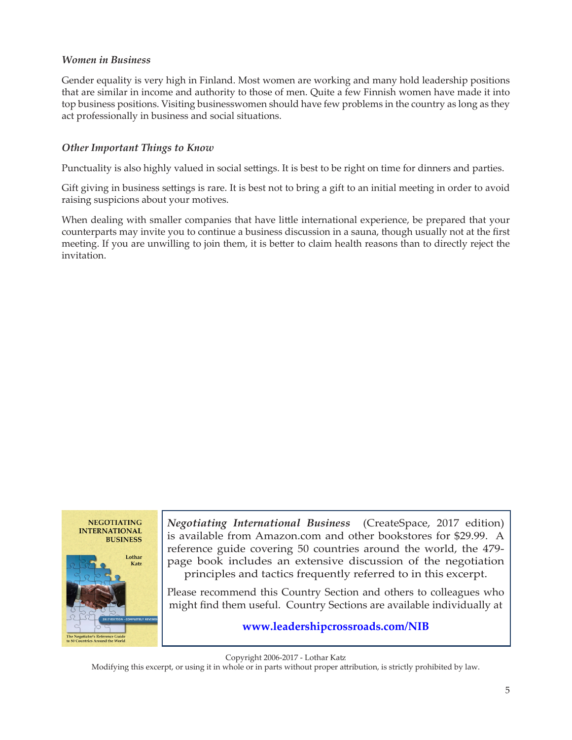### *Women in Business*

Gender equality is very high in Finland. Most women are working and many hold leadership positions that are similar in income and authority to those of men. Quite a few Finnish women have made it into top business positions. Visiting businesswomen should have few problems in the country as long as they act professionally in business and social situations.

### *Other Important Things to Know*

Punctuality is also highly valued in social settings. It is best to be right on time for dinners and parties.

Gift giving in business settings is rare. It is best not to bring a gift to an initial meeting in order to avoid raising suspicions about your motives.

When dealing with smaller companies that have little international experience, be prepared that your counterparts may invite you to continue a business discussion in a sauna, though usually not at the first meeting. If you are unwilling to join them, it is better to claim health reasons than to directly reject the invitation.

*Negotiating International Business* (CreateSpace, 2017 edition) is available from Amazon.com and other bookstores for $29.99. A reference guide covering 50 countries around the world, the 479-page book includes an extensive discussion of the negotiation principles and tactics frequently referred to in this excerpt.

Please recommend this Country Section and others to colleagues who might find them useful. Country Sections are available individually at

**www.leadershipcrossroads.com/NIB**

Copyright 2006-2017 - Lothar Katz
Modifying this excerpt, or using it in whole or in parts without proper attribution, is strictly prohibited by law.